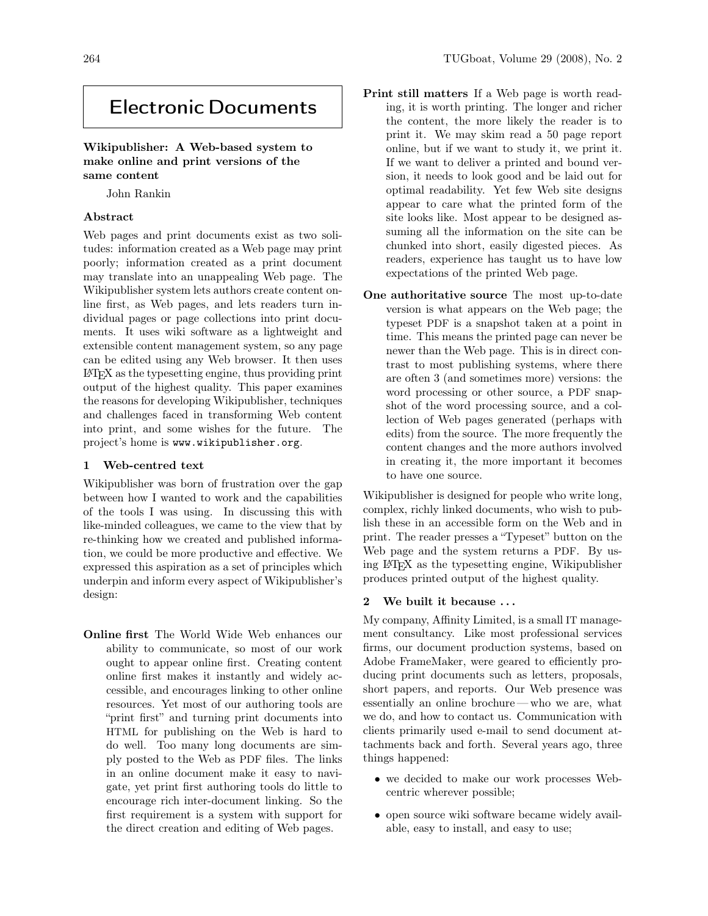# Electronic Documents

## Wikipublisher: A Web-based system to make online and print versions of the same content

John Rankin

### Abstract

Web pages and print documents exist as two solitudes: information created as a Web page may print poorly; information created as a print document may translate into an unappealing Web page. The Wikipublisher system lets authors create content online first, as Web pages, and lets readers turn individual pages or page collections into print documents. It uses wiki software as a lightweight and extensible content management system, so any page can be edited using any Web browser. It then uses LaTeX as the typesetting engine, thus providing print output of the highest quality. This paper examines the reasons for developing Wikipublisher, techniques and challenges faced in transforming Web content into print, and some wishes for the future. The project's home is `www.wikipublisher.org`.

### 1 Web-centred text

Wikipublisher was born of frustration over the gap between how I wanted to work and the capabilities of the tools I was using. In discussing this with like-minded colleagues, we came to the view that by re-thinking how we created and published information, we could be more productive and effective. We expressed this aspiration as a set of principles which underpin and inform every aspect of Wikipublisher's design:

**Online first** The World Wide Web enhances our ability to communicate, so most of our work ought to appear online first. Creating content online first makes it instantly and widely accessible, and encourages linking to other online resources. Yet most of our authoring tools are "print first" and turning print documents into HTML for publishing on the Web is hard to do well. Too many long documents are simply posted to the Web as PDF files. The links in an online document make it easy to navigate, yet print first authoring tools do little to encourage rich inter-document linking. So the first requirement is a system with support for the direct creation and editing of Web pages.

**Print still matters** If a Web page is worth reading, it is worth printing. The longer and richer the content, the more likely the reader is to print it. We may skim read a 50 page report online, but if we want to study it, we print it. If we want to deliver a printed and bound version, it needs to look good and be laid out for optimal readability. Yet few Web site designs appear to care what the printed form of the site looks like. Most appear to be designed assuming all the information on the site can be chunked into short, easily digested pieces. As readers, experience has taught us to have low expectations of the printed Web page.

**One authoritative source** The most up-to-date version is what appears on the Web page; the typeset PDF is a snapshot taken at a point in time. This means the printed page can never be newer than the Web page. This is in direct contrast to most publishing systems, where there are often 3 (and sometimes more) versions: the word processing or other source, a PDF snapshot of the word processing source, and a collection of Web pages generated (perhaps with edits) from the source. The more frequently the content changes and the more authors involved in creating it, the more important it becomes to have one source.

Wikipublisher is designed for people who write long, complex, richly linked documents, who wish to publish these in an accessible form on the Web and in print. The reader presses a "Typeset" button on the Web page and the system returns a PDF. By using LaTeX as the typesetting engine, Wikipublisher produces printed output of the highest quality.

### 2 We built it because ...

My company, Affinity Limited, is a small IT management consultancy. Like most professional services firms, our document production systems, based on Adobe FrameMaker, were geared to efficiently producing print documents such as letters, proposals, short papers, and reports. Our Web presence was essentially an online brochure — who we are, what we do, and how to contact us. Communication with clients primarily used e-mail to send document attachments back and forth. Several years ago, three things happened:

- we decided to make our work processes Web-centric wherever possible;
- open source wiki software became widely available, easy to install, and easy to use;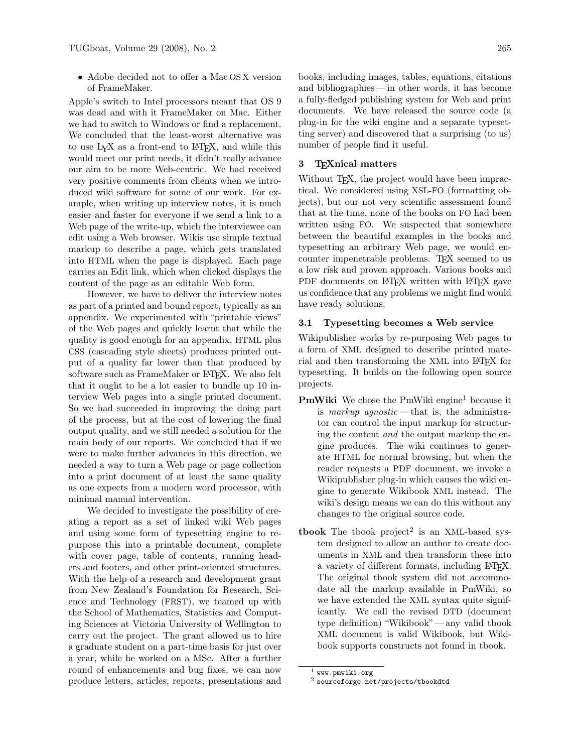- Adobe decided not to offer a Mac OS X version of FrameMaker.

Apple's switch to Intel processors meant that OS 9 was dead and with it FrameMaker on Mac. Either we had to switch to Windows or find a replacement. We concluded that the least-worst alternative was to use LyX as a front-end to LaTeX, and while this would meet our print needs, it didn't really advance our aim to be more Web-centric. We had received very positive comments from clients when we introduced wiki software for some of our work. For example, when writing up interview notes, it is much easier and faster for everyone if we send a link to a Web page of the write-up, which the interviewee can edit using a Web browser. Wikis use simple textual markup to describe a page, which gets translated into HTML when the page is displayed. Each page carries an Edit link, which when clicked displays the content of the page as an editable Web form.

However, we have to deliver the interview notes as part of a printed and bound report, typically as an appendix. We experimented with "printable views" of the Web pages and quickly learnt that while the quality is good enough for an appendix, HTML plus CSS (cascading style sheets) produces printed output of a quality far lower than that produced by software such as FrameMaker or LaTeX. We also felt that it ought to be a lot easier to bundle up 10 interview Web pages into a single printed document. So we had succeeded in improving the doing part of the process, but at the cost of lowering the final output quality, and we still needed a solution for the main body of our reports. We concluded that if we were to make further advances in this direction, we needed a way to turn a Web page or page collection into a print document of at least the same quality as one expects from a modern word processor, with minimal manual intervention.

We decided to investigate the possibility of creating a report as a set of linked wiki Web pages and using some form of typesetting engine to repurpose this into a printable document, complete with cover page, table of contents, running headers and footers, and other print-oriented structures. With the help of a research and development grant from New Zealand's Foundation for Research, Science and Technology (FRST), we teamed up with the School of Mathematics, Statistics and Computing Sciences at Victoria University of Wellington to carry out the project. The grant allowed us to hire a graduate student on a part-time basis for just over a year, while he worked on a MSc. After a further round of enhancements and bug fixes, we can now produce letters, articles, reports, presentations and books, including images, tables, equations, citations and bibliographies — in other words, it has become a fully-fledged publishing system for Web and print documents. We have released the source code (a plug-in for the wiki engine and a separate typesetting server) and discovered that a surprising (to us) number of people find it useful.

## 3 TeXnical matters

Without TeX, the project would have been impractical. We considered using XSL-FO (formatting objects), but our not very scientific assessment found that at the time, none of the books on FO had been written using FO. We suspected that somewhere between the beautiful examples in the books and typesetting an arbitrary Web page, we would encounter impenetrable problems. TeX seemed to us a low risk and proven approach. Various books and PDF documents on LaTeX written with LaTeX gave us confidence that any problems we might find would have ready solutions.

### 3.1 Typesetting becomes a Web service

Wikipublisher works by re-purposing Web pages to a form of XML designed to describe printed material and then transforming the XML into LaTeX for typesetting. It builds on the following open source projects.

**PmWiki** We chose the PmWiki engine[1] because it is *markup agnostic* — that is, the administrator can control the input markup for structuring the content *and* the output markup the engine produces. The wiki continues to generate HTML for normal browsing, but when the reader requests a PDF document, we invoke a Wikipublisher plug-in which causes the wiki engine to generate Wikibook XML instead. The wiki's design means we can do this without any changes to the original source code.

**tbook** The tbook project[2] is an XML-based system designed to allow an author to create documents in XML and then transform these into a variety of different formats, including LaTeX. The original tbook system did not accommodate all the markup available in PmWiki, so we have extended the XML syntax quite significantly. We call the revised DTD (document type definition) "Wikibook" — any valid tbook XML document is valid Wikibook, but Wikibook supports constructs not found in tbook.

[1] www.pmwiki.org

[2] sourceforge.net/projects/tbookdtd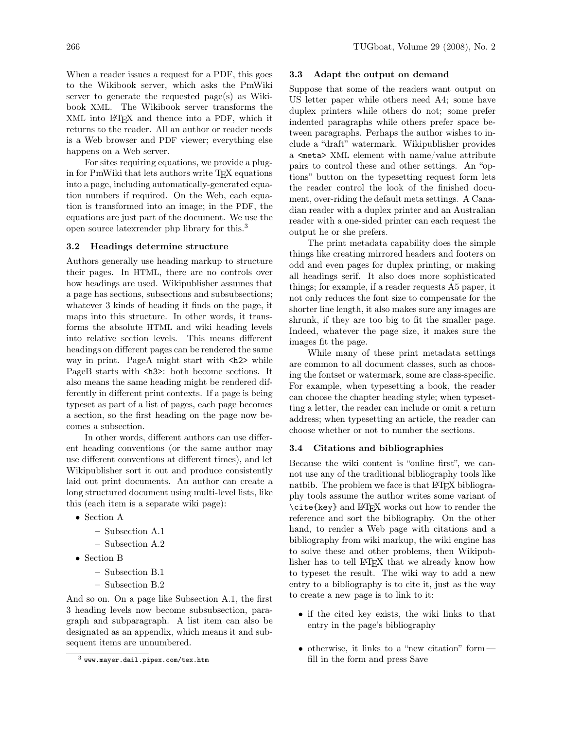When a reader issues a request for a PDF, this goes to the Wikibook server, which asks the PmWiki server to generate the requested page(s) as Wikibook XML. The Wikibook server transforms the XML into LaTeX and thence into a PDF, which it returns to the reader. All an author or reader needs is a Web browser and PDF viewer; everything else happens on a Web server.

For sites requiring equations, we provide a plugin for PmWiki that lets authors write TeX equations into a page, including automatically-generated equation numbers if required. On the Web, each equation is transformed into an image; in the PDF, the equations are just part of the document. We use the open source latexrender php library for this.[3]

### 3.2 Headings determine structure

Authors generally use heading markup to structure their pages. In HTML, there are no controls over how headings are used. Wikipublisher assumes that a page has sections, subsections and subsubsections; whatever 3 kinds of heading it finds on the page, it maps into this structure. In other words, it transforms the absolute HTML and wiki heading levels into relative section levels. This means different headings on different pages can be rendered the same way in print. PageA might start with `<h2>` while PageB starts with `<h3>`: both become sections. It also means the same heading might be rendered differently in different print contexts. If a page is being typeset as part of a list of pages, each page becomes a section, so the first heading on the page now becomes a subsection.

In other words, different authors can use different heading conventions (or the same author may use different conventions at different times), and let Wikipublisher sort it out and produce consistently laid out print documents. An author can create a long structured document using multi-level lists, like this (each item is a separate wiki page):

- Section A
  - Subsection A.1
  - Subsection A.2
- Section B
  - Subsection B.1
  - Subsection B.2

And so on. On a page like Subsection A.1, the first 3 heading levels now become subsubsection, paragraph and subparagraph. A list item can also be designated as an appendix, which means it and subsequent items are unnumbered.

[3] www.mayer.dail.pipex.com/tex.htm

### 3.3 Adapt the output on demand

Suppose that some of the readers want output on US letter paper while others need A4; some have duplex printers while others do not; some prefer indented paragraphs while others prefer space between paragraphs. Perhaps the author wishes to include a "draft" watermark. Wikipublisher provides a `<meta>` XML element with name/value attribute pairs to control these and other settings. An "options" button on the typesetting request form lets the reader control the look of the finished document, over-riding the default meta settings. A Canadian reader with a duplex printer and an Australian reader with a one-sided printer can each request the output he or she prefers.

The print metadata capability does the simple things like creating mirrored headers and footers on odd and even pages for duplex printing, or making all headings serif. It also does more sophisticated things; for example, if a reader requests A5 paper, it not only reduces the font size to compensate for the shorter line length, it also makes sure any images are shrunk, if they are too big to fit the smaller page. Indeed, whatever the page size, it makes sure the images fit the page.

While many of these print metadata settings are common to all document classes, such as choosing the fontset or watermark, some are class-specific. For example, when typesetting a book, the reader can choose the chapter heading style; when typesetting a letter, the reader can include or omit a return address; when typesetting an article, the reader can choose whether or not to number the sections.

### 3.4 Citations and bibliographies

Because the wiki content is "online first", we cannot use any of the traditional bibliography tools like natbib. The problem we face is that LaTeX bibliography tools assume the author writes some variant of `\cite{key}` and LaTeX works out how to render the reference and sort the bibliography. On the other hand, to render a Web page with citations and a bibliography from wiki markup, the wiki engine has to solve these and other problems, then Wikipublisher has to tell LaTeX that we already know how to typeset the result. The wiki way to add a new entry to a bibliography is to cite it, just as the way to create a new page is to link to it:

- if the cited key exists, the wiki links to that entry in the page's bibliography
- otherwise, it links to a "new citation" form — fill in the form and press Save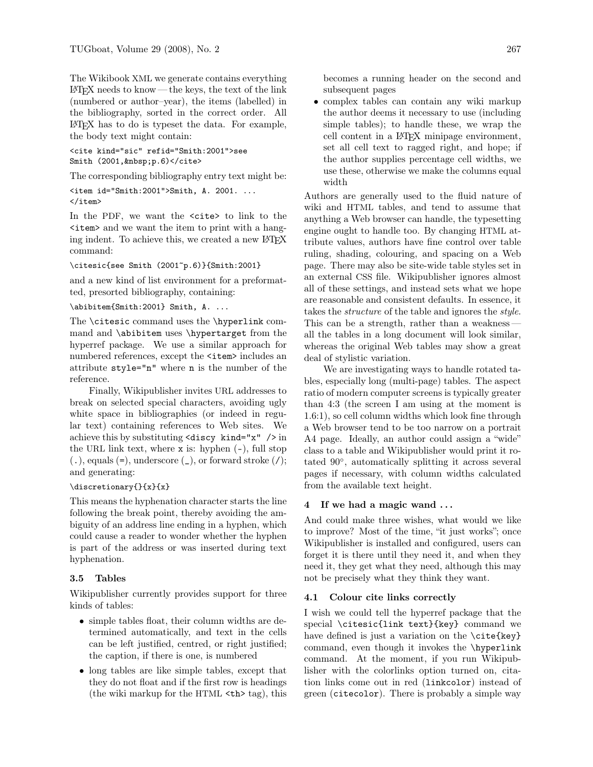The Wikibook XML we generate contains everything LaTeX needs to know — the keys, the text of the link (numbered or author–year), the items (labelled) in the bibliography, sorted in the correct order. All LaTeX has to do is typeset the data. For example, the body text might contain:

```
<cite kind="sic" refid="Smith:2001">see
Smith (2001,&nbsp;p.6)</cite>
```

The corresponding bibliography entry text might be:

```
<item id="Smith:2001">Smith, A. 2001. ...
</item>
```

In the PDF, we want the `<cite>` to link to the `<item>` and we want the item to print with a hanging indent. To achieve this, we created a new LaTeX command:

```
\citesic{see Smith (2001~p.6)}{Smith:2001}
```

and a new kind of list environment for a preformatted, presorted bibliography, containing:

```
\abibitem{Smith:2001} Smith, A. ...
```

The `\citesic` command uses the `\hyperlink` command and `\abibitem` uses `\hypertarget` from the hyperref package. We use a similar approach for numbered references, except the `<item>` includes an attribute `style="n"` where `n` is the number of the reference.

Finally, Wikipublisher invites URL addresses to break on selected special characters, avoiding ugly white space in bibliographies (or indeed in regular text) containing references to Web sites. We achieve this by substituting `<discy kind="x" />` in the URL link text, where `x` is: hyphen (`-`), full stop (`.`), equals (`=`), underscore (`_`), or forward stroke (`/`); and generating:

```
\discretionary{}{x}{x}
```

This means the hyphenation character starts the line following the break point, thereby avoiding the ambiguity of an address line ending in a hyphen, which could cause a reader to wonder whether the hyphen is part of the address or was inserted during text hyphenation.

### 3.5 Tables

Wikipublisher currently provides support for three kinds of tables:

- simple tables float, their column widths are determined automatically, and text in the cells can be left justified, centred, or right justified; the caption, if there is one, is numbered
- long tables are like simple tables, except that they do not float and if the first row is headings (the wiki markup for the HTML `<th>` tag), this becomes a running header on the second and subsequent pages
- complex tables can contain any wiki markup the author deems it necessary to use (including simple tables); to handle these, we wrap the cell content in a LaTeX minipage environment, set all cell text to ragged right, and hope; if the author supplies percentage cell widths, we use these, otherwise we make the columns equal width

Authors are generally used to the fluid nature of wiki and HTML tables, and tend to assume that anything a Web browser can handle, the typesetting engine ought to handle too. By changing HTML attribute values, authors have fine control over table ruling, shading, colouring, and spacing on a Web page. There may also be site-wide table styles set in an external CSS file. Wikipublisher ignores almost all of these settings, and instead sets what we hope are reasonable and consistent defaults. In essence, it takes the *structure* of the table and ignores the *style*. This can be a strength, rather than a weakness — all the tables in a long document will look similar, whereas the original Web tables may show a great deal of stylistic variation.

We are investigating ways to handle rotated tables, especially long (multi-page) tables. The aspect ratio of modern computer screens is typically greater than 4:3 (the screen I am using at the moment is 1.6:1), so cell column widths which look fine through a Web browser tend to be too narrow on a portrait A4 page. Ideally, an author could assign a "wide" class to a table and Wikipublisher would print it rotated 90°, automatically splitting it across several pages if necessary, with column widths calculated from the available text height.

## 4 If we had a magic wand ...

And could make three wishes, what would we like to improve? Most of the time, "it just works"; once Wikipublisher is installed and configured, users can forget it is there until they need it, and when they need it, they get what they need, although this may not be precisely what they think they want.

### 4.1 Colour cite links correctly

I wish we could tell the hyperref package that the special `\citesic{link text}{key}` command we have defined is just a variation on the `\cite{key}` command, even though it invokes the `\hyperlink` command. At the moment, if you run Wikipublisher with the colorlinks option turned on, citation links come out in red (`linkcolor`) instead of green (`citecolor`). There is probably a simple way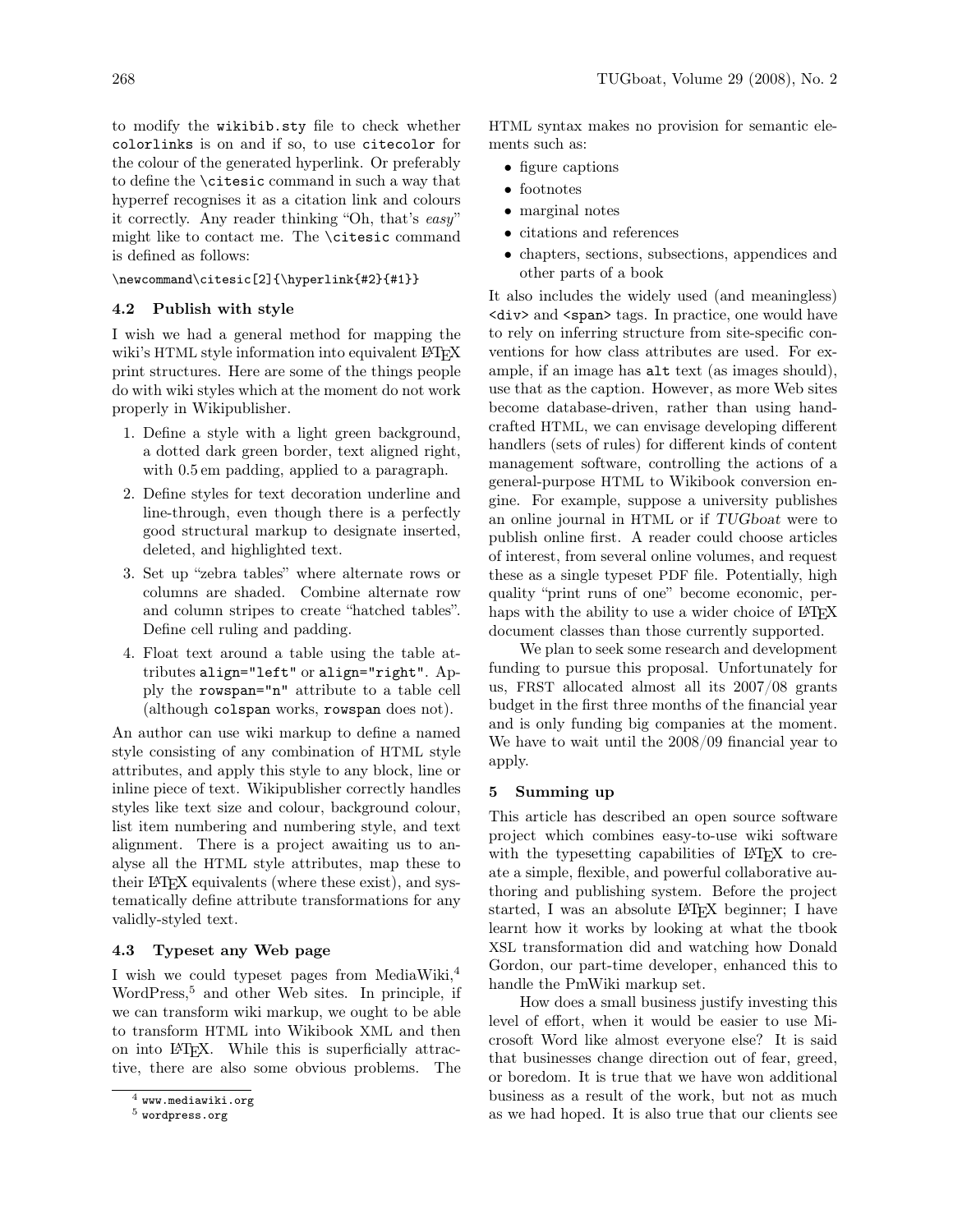to modify the `wikibib.sty` file to check whether `colorlinks` is on and if so, to use `citecolor` for the colour of the generated hyperlink. Or preferably to define the `\citesic` command in such a way that hyperref recognises it as a citation link and colours it correctly. Any reader thinking "Oh, that's *easy*" might like to contact me. The `\citesic` command is defined as follows:

```
\newcommand\citesic[2]{\hyperlink{#2}{#1}}
```

### 4.2 Publish with style

I wish we had a general method for mapping the wiki's HTML style information into equivalent LaTeX print structures. Here are some of the things people do with wiki styles which at the moment do not work properly in Wikipublisher.

1. Define a style with a light green background, a dotted dark green border, text aligned right, with 0.5 em padding, applied to a paragraph.
2. Define styles for text decoration underline and line-through, even though there is a perfectly good structural markup to designate inserted, deleted, and highlighted text.
3. Set up "zebra tables" where alternate rows or columns are shaded. Combine alternate row and column stripes to create "hatched tables". Define cell ruling and padding.
4. Float text around a table using the table attributes `align="left"` or `align="right"`. Apply the `rowspan="n"` attribute to a table cell (although `colspan` works, `rowspan` does not).

An author can use wiki markup to define a named style consisting of any combination of HTML style attributes, and apply this style to any block, line or inline piece of text. Wikipublisher correctly handles styles like text size and colour, background colour, list item numbering and numbering style, and text alignment. There is a project awaiting us to analyse all the HTML style attributes, map these to their LaTeX equivalents (where these exist), and systematically define attribute transformations for any validly-styled text.

### 4.3 Typeset any Web page

I wish we could typeset pages from MediaWiki,[4] WordPress,[5] and other Web sites. In principle, if we can transform wiki markup, we ought to be able to transform HTML into Wikibook XML and then on into LaTeX. While this is superficially attractive, there are also some obvious problems. The HTML syntax makes no provision for semantic elements such as:

- figure captions
- footnotes
- marginal notes
- citations and references
- chapters, sections, subsections, appendices and other parts of a book

It also includes the widely used (and meaningless) `<div>` and `<span>` tags. In practice, one would have to rely on inferring structure from site-specific conventions for how class attributes are used. For example, if an image has `alt` text (as images should), use that as the caption. However, as more Web sites become database-driven, rather than using handcrafted HTML, we can envisage developing different handlers (sets of rules) for different kinds of content management software, controlling the actions of a general-purpose HTML to Wikibook conversion engine. For example, suppose a university publishes an online journal in HTML or if *TUGboat* were to publish online first. A reader could choose articles of interest, from several online volumes, and request these as a single typeset PDF file. Potentially, high quality "print runs of one" become economic, perhaps with the ability to use a wider choice of LaTeX document classes than those currently supported.

We plan to seek some research and development funding to pursue this proposal. Unfortunately for us, FRST allocated almost all its 2007/08 grants budget in the first three months of the financial year and is only funding big companies at the moment. We have to wait until the 2008/09 financial year to apply.

## 5 Summing up

This article has described an open source software project which combines easy-to-use wiki software with the typesetting capabilities of LaTeX to create a simple, flexible, and powerful collaborative authoring and publishing system. Before the project started, I was an absolute LaTeX beginner; I have learnt how it works by looking at what the tbook XSL transformation did and watching how Donald Gordon, our part-time developer, enhanced this to handle the PmWiki markup set.

How does a small business justify investing this level of effort, when it would be easier to use Microsoft Word like almost everyone else? It is said that businesses change direction out of fear, greed, or boredom. It is true that we have won additional business as a result of the work, but not as much as we had hoped. It is also true that our clients see

[4] www.mediawiki.org

[5] wordpress.org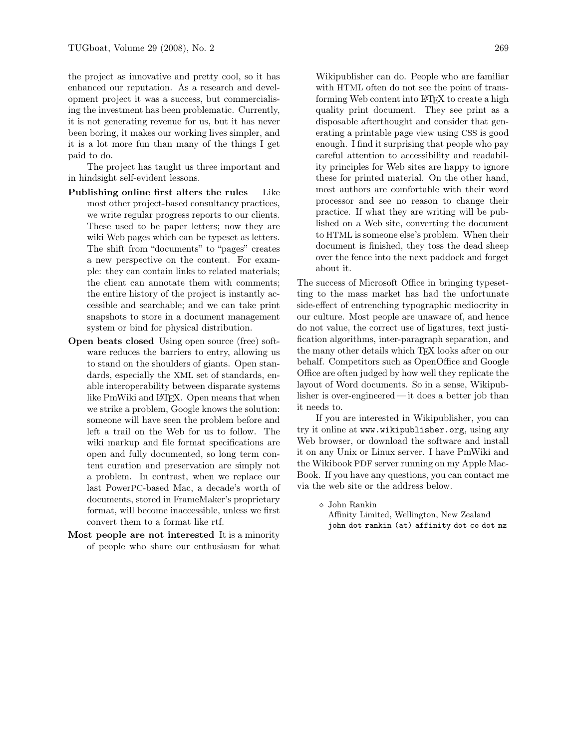the project as innovative and pretty cool, so it has enhanced our reputation. As a research and development project it was a success, but commercialising the investment has been problematic. Currently, it is not generating revenue for us, but it has never been boring, it makes our working lives simpler, and it is a lot more fun than many of the things I get paid to do.

The project has taught us three important and in hindsight self-evident lessons.

**Publishing online first alters the rules** Like most other project-based consultancy practices, we write regular progress reports to our clients. These used to be paper letters; now they are wiki Web pages which can be typeset as letters. The shift from "documents" to "pages" creates a new perspective on the content. For example: they can contain links to related materials; the client can annotate them with comments; the entire history of the project is instantly accessible and searchable; and we can take print snapshots to store in a document management system or bind for physical distribution.

**Open beats closed** Using open source (free) software reduces the barriers to entry, allowing us to stand on the shoulders of giants. Open standards, especially the XML set of standards, enable interoperability between disparate systems like PmWiki and LaTeX. Open means that when we strike a problem, Google knows the solution: someone will have seen the problem before and left a trail on the Web for us to follow. The wiki markup and file format specifications are open and fully documented, so long term content curation and preservation are simply not a problem. In contrast, when we replace our last PowerPC-based Mac, a decade's worth of documents, stored in FrameMaker's proprietary format, will become inaccessible, unless we first convert them to a format like rtf.

**Most people are not interested** It is a minority of people who share our enthusiasm for what Wikipublisher can do. People who are familiar with HTML often do not see the point of transforming Web content into LaTeX to create a high quality print document. They see print as a disposable afterthought and consider that generating a printable page view using CSS is good enough. I find it surprising that people who pay careful attention to accessibility and readability principles for Web sites are happy to ignore these for printed material. On the other hand, most authors are comfortable with their word processor and see no reason to change their practice. If what they are writing will be published on a Web site, converting the document to HTML is someone else's problem. When their document is finished, they toss the dead sheep over the fence into the next paddock and forget about it.

The success of Microsoft Office in bringing typesetting to the mass market has had the unfortunate side-effect of entrenching typographic mediocrity in our culture. Most people are unaware of, and hence do not value, the correct use of ligatures, text justification algorithms, inter-paragraph separation, and the many other details which TeX looks after on our behalf. Competitors such as OpenOffice and Google Office are often judged by how well they replicate the layout of Word documents. So in a sense, Wikipublisher is over-engineered — it does a better job than it needs to.

If you are interested in Wikipublisher, you can try it online at `www.wikipublisher.org`, using any Web browser, or download the software and install it on any Unix or Linux server. I have PmWiki and the Wikibook PDF server running on my Apple MacBook. If you have any questions, you can contact me via the web site or the address below.

⋄ John Rankin
Affinity Limited, Wellington, New Zealand
`john dot rankin (at) affinity dot co dot nz`